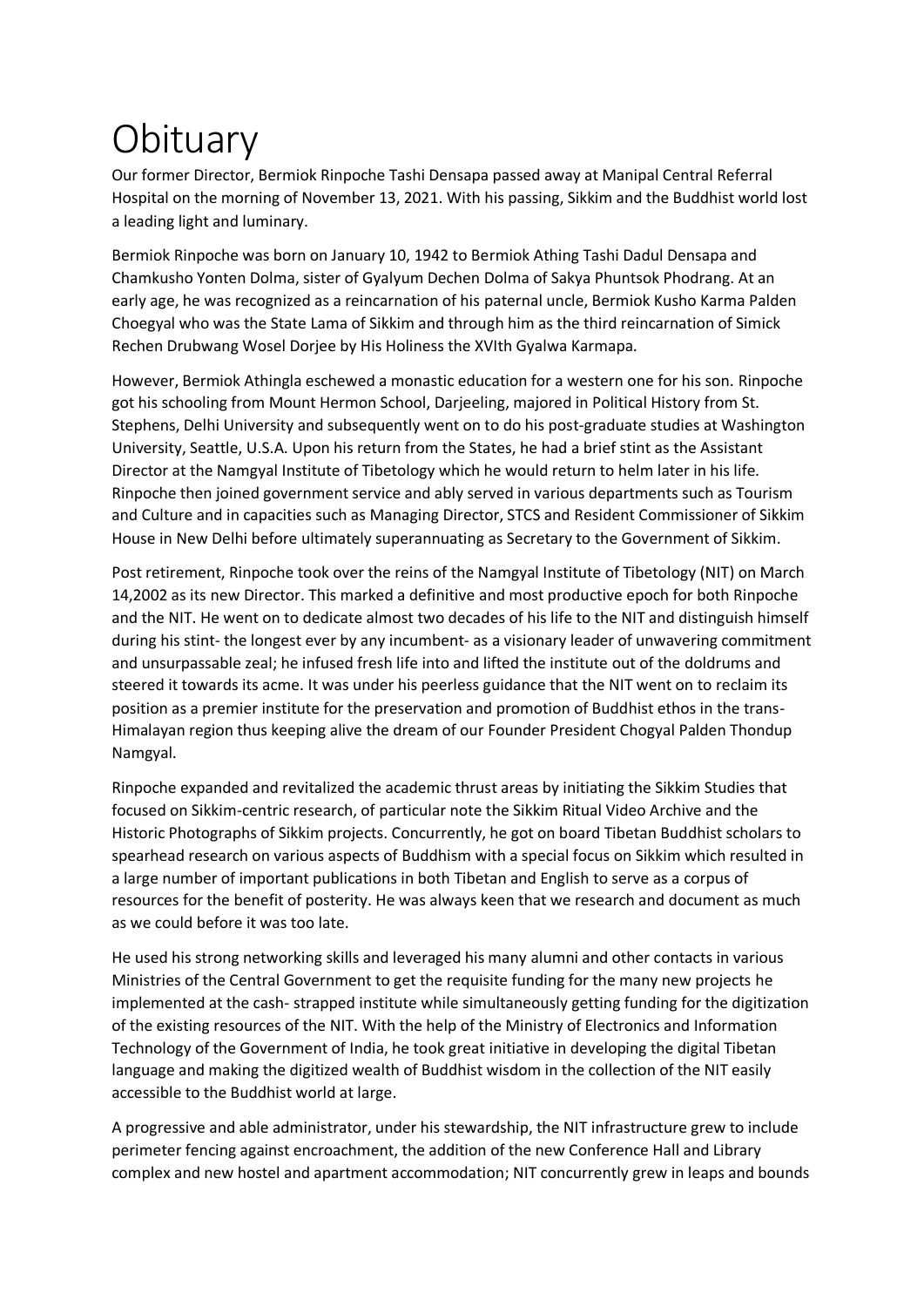# Obituary

Our former Director, Bermiok Rinpoche Tashi Densapa passed away at Manipal Central Referral Hospital on the morning of November 13, 2021. With his passing, Sikkim and the Buddhist world lost a leading light and luminary.

Bermiok Rinpoche was born on January 10, 1942 to Bermiok Athing Tashi Dadul Densapa and Chamkusho Yonten Dolma, sister of Gyalyum Dechen Dolma of Sakya Phuntsok Phodrang. At an early age, he was recognized as a reincarnation of his paternal uncle, Bermiok Kusho Karma Palden Choegyal who was the State Lama of Sikkim and through him as the third reincarnation of Simick Rechen Drubwang Wosel Dorjee by His Holiness the XVIth Gyalwa Karmapa.

However, Bermiok Athingla eschewed a monastic education for a western one for his son. Rinpoche got his schooling from Mount Hermon School, Darjeeling, majored in Political History from St. Stephens, Delhi University and subsequently went on to do his post-graduate studies at Washington University, Seattle, U.S.A. Upon his return from the States, he had a brief stint as the Assistant Director at the Namgyal Institute of Tibetology which he would return to helm later in his life. Rinpoche then joined government service and ably served in various departments such as Tourism and Culture and in capacities such as Managing Director, STCS and Resident Commissioner of Sikkim House in New Delhi before ultimately superannuating as Secretary to the Government of Sikkim.

Post retirement, Rinpoche took over the reins of the Namgyal Institute of Tibetology (NIT) on March 14,2002 as its new Director. This marked a definitive and most productive epoch for both Rinpoche and the NIT. He went on to dedicate almost two decades of his life to the NIT and distinguish himself during his stint- the longest ever by any incumbent- as a visionary leader of unwavering commitment and unsurpassable zeal; he infused fresh life into and lifted the institute out of the doldrums and steered it towards its acme. It was under his peerless guidance that the NIT went on to reclaim its position as a premier institute for the preservation and promotion of Buddhist ethos in the trans-Himalayan region thus keeping alive the dream of our Founder President Chogyal Palden Thondup Namgyal.

Rinpoche expanded and revitalized the academic thrust areas by initiating the Sikkim Studies that focused on Sikkim-centric research, of particular note the Sikkim Ritual Video Archive and the Historic Photographs of Sikkim projects. Concurrently, he got on board Tibetan Buddhist scholars to spearhead research on various aspects of Buddhism with a special focus on Sikkim which resulted in a large number of important publications in both Tibetan and English to serve as a corpus of resources for the benefit of posterity. He was always keen that we research and document as much as we could before it was too late.

He used his strong networking skills and leveraged his many alumni and other contacts in various Ministries of the Central Government to get the requisite funding for the many new projects he implemented at the cash- strapped institute while simultaneously getting funding for the digitization of the existing resources of the NIT. With the help of the Ministry of Electronics and Information Technology of the Government of India, he took great initiative in developing the digital Tibetan language and making the digitized wealth of Buddhist wisdom in the collection of the NIT easily accessible to the Buddhist world at large.

A progressive and able administrator, under his stewardship, the NIT infrastructure grew to include perimeter fencing against encroachment, the addition of the new Conference Hall and Library complex and new hostel and apartment accommodation; NIT concurrently grew in leaps and bounds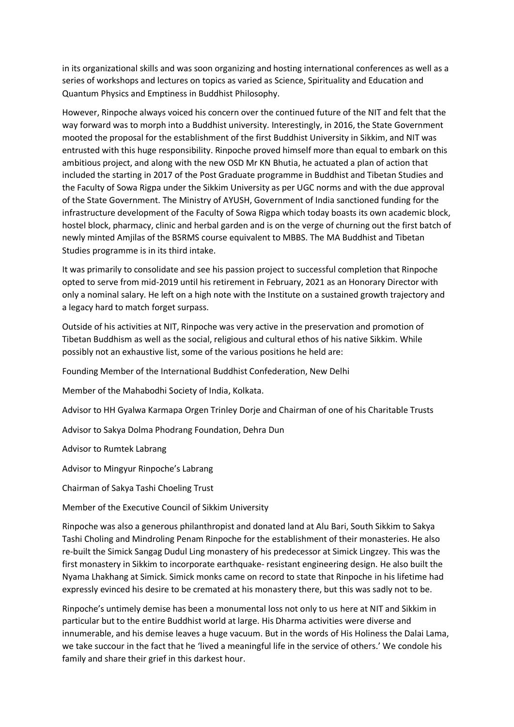in its organizational skills and was soon organizing and hosting international conferences as well as a series of workshops and lectures on topics as varied as Science, Spirituality and Education and Quantum Physics and Emptiness in Buddhist Philosophy.

However, Rinpoche always voiced his concern over the continued future of the NIT and felt that the way forward was to morph into a Buddhist university. Interestingly, in 2016, the State Government mooted the proposal for the establishment of the first Buddhist University in Sikkim, and NIT was entrusted with this huge responsibility. Rinpoche proved himself more than equal to embark on this ambitious project, and along with the new OSD Mr KN Bhutia, he actuated a plan of action that included the starting in 2017 of the Post Graduate programme in Buddhist and Tibetan Studies and the Faculty of Sowa Rigpa under the Sikkim University as per UGC norms and with the due approval of the State Government. The Ministry of AYUSH, Government of India sanctioned funding for the infrastructure development of the Faculty of Sowa Rigpa which today boasts its own academic block, hostel block, pharmacy, clinic and herbal garden and is on the verge of churning out the first batch of newly minted Amjilas of the BSRMS course equivalent to MBBS. The MA Buddhist and Tibetan Studies programme is in its third intake.

It was primarily to consolidate and see his passion project to successful completion that Rinpoche opted to serve from mid-2019 until his retirement in February, 2021 as an Honorary Director with only a nominal salary. He left on a high note with the Institute on a sustained growth trajectory and a legacy hard to match forget surpass.

Outside of his activities at NIT, Rinpoche was very active in the preservation and promotion of Tibetan Buddhism as well as the social, religious and cultural ethos of his native Sikkim. While possibly not an exhaustive list, some of the various positions he held are:

Founding Member of the International Buddhist Confederation, New Delhi

Member of the Mahabodhi Society of India, Kolkata.

Advisor to HH Gyalwa Karmapa Orgen Trinley Dorje and Chairman of one of his Charitable Trusts

Advisor to Sakya Dolma Phodrang Foundation, Dehra Dun

Advisor to Rumtek Labrang

Advisor to Mingyur Rinpoche's Labrang

Chairman of Sakya Tashi Choeling Trust

Member of the Executive Council of Sikkim University

Rinpoche was also a generous philanthropist and donated land at Alu Bari, South Sikkim to Sakya Tashi Choling and Mindroling Penam Rinpoche for the establishment of their monasteries. He also re-built the Simick Sangag Dudul Ling monastery of his predecessor at Simick Lingzey. This was the first monastery in Sikkim to incorporate earthquake- resistant engineering design. He also built the Nyama Lhakhang at Simick. Simick monks came on record to state that Rinpoche in his lifetime had expressly evinced his desire to be cremated at his monastery there, but this was sadly not to be.

Rinpoche's untimely demise has been a monumental loss not only to us here at NIT and Sikkim in particular but to the entire Buddhist world at large. His Dharma activities were diverse and innumerable, and his demise leaves a huge vacuum. But in the words of His Holiness the Dalai Lama, we take succour in the fact that he 'lived a meaningful life in the service of others.' We condole his family and share their grief in this darkest hour.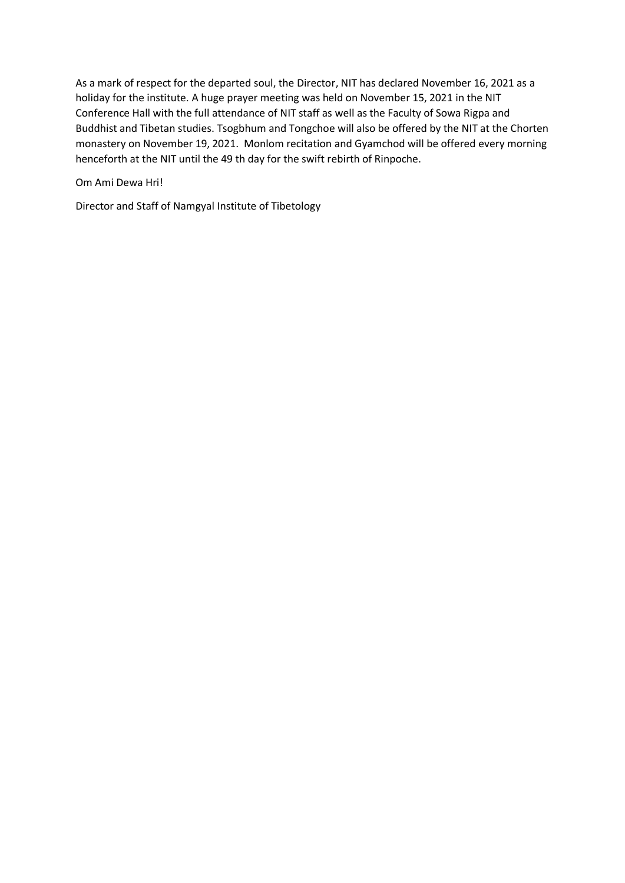As a mark of respect for the departed soul, the Director, NIT has declared November 16, 2021 as a holiday for the institute. A huge prayer meeting was held on November 15, 2021 in the NIT Conference Hall with the full attendance of NIT staff as well as the Faculty of Sowa Rigpa and Buddhist and Tibetan studies. Tsogbhum and Tongchoe will also be offered by the NIT at the Chorten monastery on November 19, 2021. Monlom recitation and Gyamchod will be offered every morning henceforth at the NIT until the 49 th day for the swift rebirth of Rinpoche.

Om Ami Dewa Hri!

Director and Staff of Namgyal Institute of Tibetology